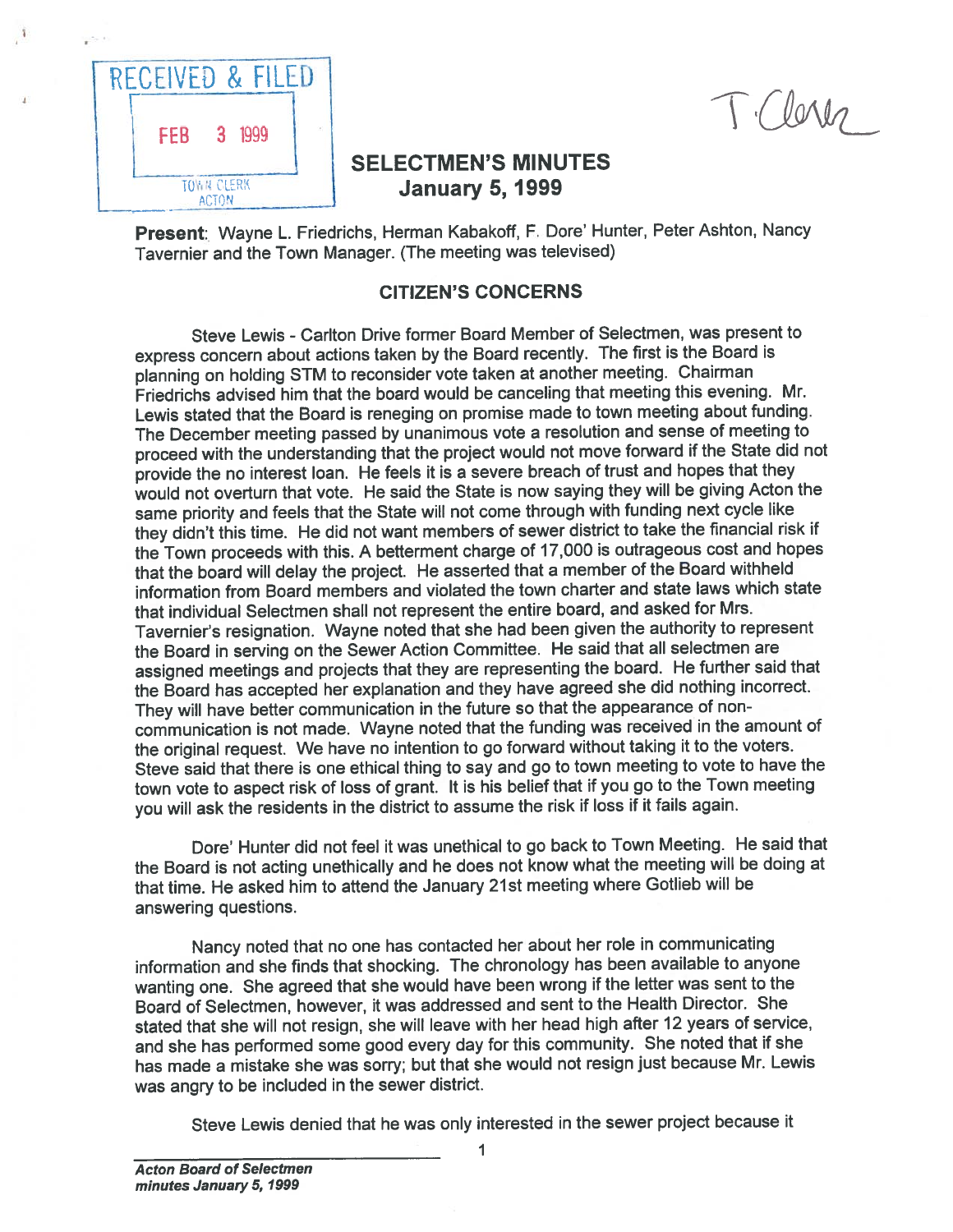RECEIVED & FILED

FEB 3 1999

TOWN CLERK
ACTON

T. Clerk

# SELECTMEN'S MINUTES
## January 5, 1999

**Present**: Wayne L. Friedrichs, Herman Kabakoff, F. Dore' Hunter, Peter Ashton, Nancy Tavernier and the Town Manager. (The meeting was televised)

## CITIZEN'S CONCERNS

Steve Lewis - Carlton Drive former Board Member of Selectmen, was present to express concern about actions taken by the Board recently. The first is the Board is planning on holding STM to reconsider vote taken at another meeting. Chairman Friedrichs advised him that the board would be canceling that meeting this evening. Mr. Lewis stated that the Board is reneging on promise made to town meeting about funding. The December meeting passed by unanimous vote a resolution and sense of meeting to proceed with the understanding that the project would not move forward if the State did not provide the no interest loan. He feels it is a severe breach of trust and hopes that they would not overturn that vote. He said the State is now saying they will be giving Acton the same priority and feels that the State will not come through with funding next cycle like they didn't this time. He did not want members of sewer district to take the financial risk if the Town proceeds with this. A betterment charge of 17,000 is outrageous cost and hopes that the board will delay the project. He asserted that a member of the Board withheld information from Board members and violated the town charter and state laws which state that individual Selectmen shall not represent the entire board, and asked for Mrs. Tavernier's resignation. Wayne noted that she had been given the authority to represent the Board in serving on the Sewer Action Committee. He said that all selectmen are assigned meetings and projects that they are representing the board. He further said that the Board has accepted her explanation and they have agreed she did nothing incorrect. They will have better communication in the future so that the appearance of non-communication is not made. Wayne noted that the funding was received in the amount of the original request. We have no intention to go forward without taking it to the voters. Steve said that there is one ethical thing to say and go to town meeting to vote to have the town vote to aspect risk of loss of grant. It is his belief that if you go to the Town meeting you will ask the residents in the district to assume the risk if loss if it fails again.

Dore' Hunter did not feel it was unethical to go back to Town Meeting. He said that the Board is not acting unethically and he does not know what the meeting will be doing at that time. He asked him to attend the January 21st meeting where Gotlieb will be answering questions.

Nancy noted that no one has contacted her about her role in communicating information and she finds that shocking. The chronology has been available to anyone wanting one. She agreed that she would have been wrong if the letter was sent to the Board of Selectmen, however, it was addressed and sent to the Health Director. She stated that she will not resign, she will leave with her head high after 12 years of service, and she has performed some good every day for this community. She noted that if she has made a mistake she was sorry; but that she would not resign just because Mr. Lewis was angry to be included in the sewer district.

Steve Lewis denied that he was only interested in the sewer project because it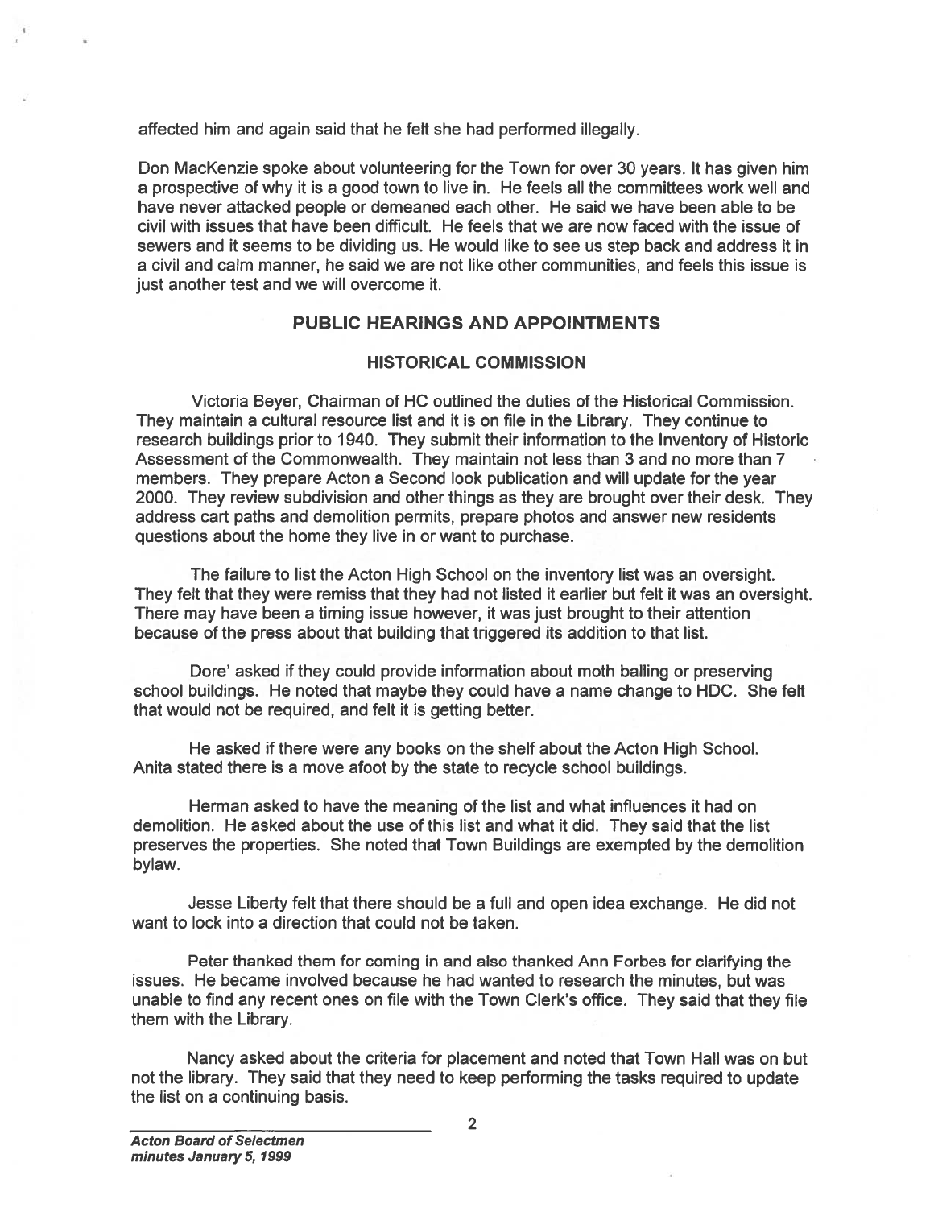affected him and again said that he felt she had performed illegally.

Don MacKenzie spoke about volunteering for the Town for over 30 years. It has given him a prospective of why it is a good town to live in. He feels all the committees work well and have never attacked people or demeaned each other. He said we have been able to be civil with issues that have been difficult. He feels that we are now faced with the issue of sewers and it seems to be dividing us. He would like to see us step back and address it in a civil and calm manner, he said we are not like other communities, and feels this issue is just another test and we will overcome it.

## PUBLIC HEARINGS AND APPOINTMENTS

### HISTORICAL COMMISSION

Victoria Beyer, Chairman of HC outlined the duties of the Historical Commission. They maintain a cultural resource list and it is on file in the Library. They continue to research buildings prior to 1940. They submit their information to the Inventory of Historic Assessment of the Commonwealth. They maintain not less than 3 and no more than 7 members. They prepare Acton a Second look publication and will update for the year 2000. They review subdivision and other things as they are brought over their desk. They address cart paths and demolition permits, prepare photos and answer new residents questions about the home they live in or want to purchase.

The failure to list the Acton High School on the inventory list was an oversight. They felt that they were remiss that they had not listed it earlier but felt it was an oversight. There may have been a timing issue however, it was just brought to their attention because of the press about that building that triggered its addition to that list.

Dore' asked if they could provide information about moth balling or preserving school buildings. He noted that maybe they could have a name change to HDC. She felt that would not be required, and felt it is getting better.

He asked if there were any books on the shelf about the Acton High School. Anita stated there is a move afoot by the state to recycle school buildings.

Herman asked to have the meaning of the list and what influences it had on demolition. He asked about the use of this list and what it did. They said that the list preserves the properties. She noted that Town Buildings are exempted by the demolition bylaw.

Jesse Liberty felt that there should be a full and open idea exchange. He did not want to lock into a direction that could not be taken.

Peter thanked them for coming in and also thanked Ann Forbes for clarifying the issues. He became involved because he had wanted to research the minutes, but was unable to find any recent ones on file with the Town Clerk's office. They said that they file them with the Library.

Nancy asked about the criteria for placement and noted that Town Hall was on but not the library. They said that they need to keep performing the tasks required to update the list on a continuing basis.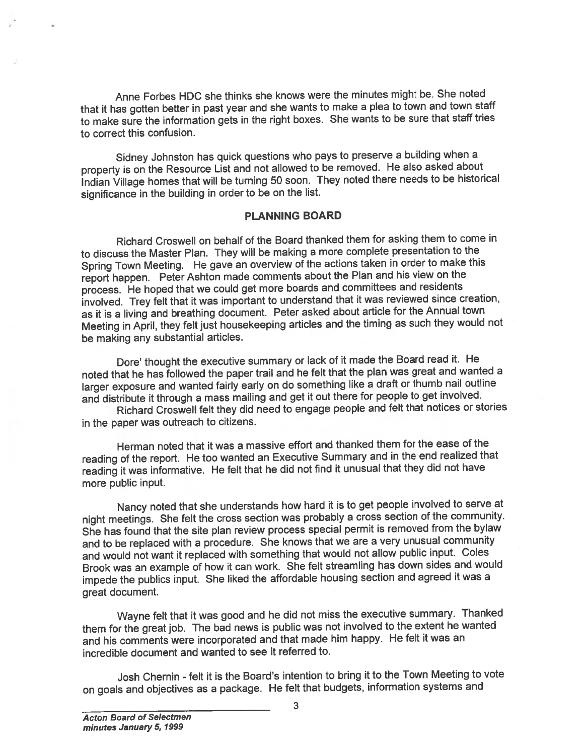Anne Forbes HDC she thinks she knows were the minutes might be. She noted that it has gotten better in past year and she wants to make a plea to town and town staff to make sure the information gets in the right boxes. She wants to be sure that staff tries to correct this confusion.

Sidney Johnston has quick questions who pays to preserve a building when a property is on the Resource List and not allowed to be removed. He also asked about Indian Village homes that will be turning 50 soon. They noted there needs to be historical significance in the building in order to be on the list.

## PLANNING BOARD

Richard Croswell on behalf of the Board thanked them for asking them to come in to discuss the Master Plan. They will be making a more complete presentation to the Spring Town Meeting. He gave an overview of the actions taken in order to make this report happen. Peter Ashton made comments about the Plan and his view on the process. He hoped that we could get more boards and committees and residents involved. Trey felt that it was important to understand that it was reviewed since creation, as it is a living and breathing document. Peter asked about article for the Annual town Meeting in April, they felt just housekeeping articles and the timing as such they would not be making any substantial articles.

Dore' thought the executive summary or lack of it made the Board read it. He noted that he has followed the paper trail and he felt that the plan was great and wanted a larger exposure and wanted fairly early on do something like a draft or thumb nail outline and distribute it through a mass mailing and get it out there for people to get involved.

Richard Croswell felt they did need to engage people and felt that notices or stories in the paper was outreach to citizens.

Herman noted that it was a massive effort and thanked them for the ease of the reading of the report. He too wanted an Executive Summary and in the end realized that reading it was informative. He felt that he did not find it unusual that they did not have more public input.

Nancy noted that she understands how hard it is to get people involved to serve at night meetings. She felt the cross section was probably a cross section of the community. She has found that the site plan review process special permit is removed from the bylaw and to be replaced with a procedure. She knows that we are a very unusual community and would not want it replaced with something that would not allow public input. Coles Brook was an example of how it can work. She felt streamling has down sides and would impede the publics input. She liked the affordable housing section and agreed it was a great document.

Wayne felt that it was good and he did not miss the executive summary. Thanked them for the great job. The bad news is public was not involved to the extent he wanted and his comments were incorporated and that made him happy. He felt it was an incredible document and wanted to see it referred to.

Josh Chernin - felt it is the Board's intention to bring it to the Town Meeting to vote on goals and objectives as a package. He felt that budgets, information systems and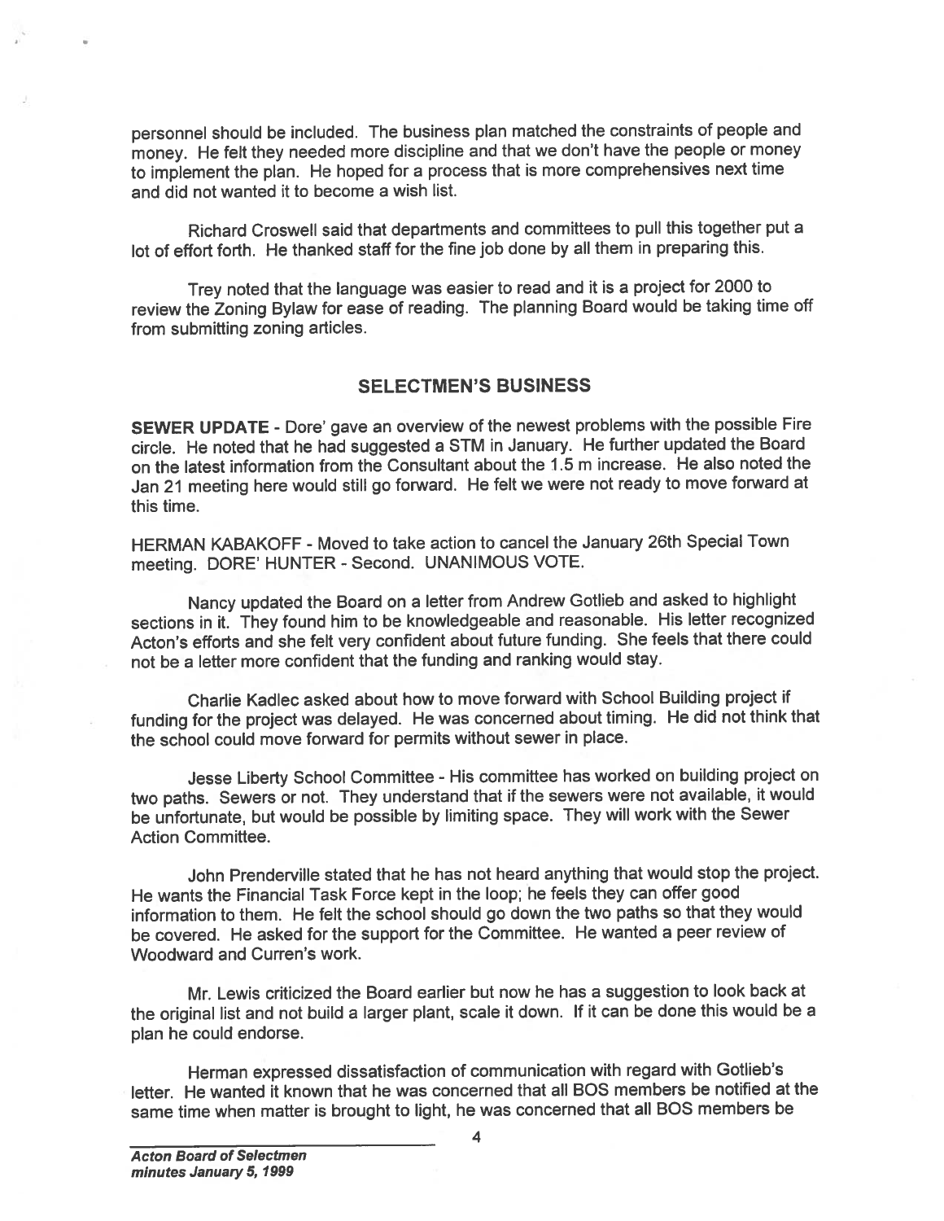personnel should be included. The business plan matched the constraints of people and money. He felt they needed more discipline and that we don't have the people or money to implement the plan. He hoped for a process that is more comprehensives next time and did not wanted it to become a wish list.

Richard Croswell said that departments and committees to pull this together put a lot of effort forth. He thanked staff for the fine job done by all them in preparing this.

Trey noted that the language was easier to read and it is a project for 2000 to review the Zoning Bylaw for ease of reading. The planning Board would be taking time off from submitting zoning articles.

## SELECTMEN'S BUSINESS

**SEWER UPDATE** - Dore' gave an overview of the newest problems with the possible Fire circle. He noted that he had suggested a STM in January. He further updated the Board on the latest information from the Consultant about the 1.5 m increase. He also noted the Jan 21 meeting here would still go forward. He felt we were not ready to move forward at this time.

HERMAN KABAKOFF - Moved to take action to cancel the January 26th Special Town meeting. DORE' HUNTER - Second. UNANIMOUS VOTE.

Nancy updated the Board on a letter from Andrew Gotlieb and asked to highlight sections in it. They found him to be knowledgeable and reasonable. His letter recognized Acton's efforts and she felt very confident about future funding. She feels that there could not be a letter more confident that the funding and ranking would stay.

Charlie Kadlec asked about how to move forward with School Building project if funding for the project was delayed. He was concerned about timing. He did not think that the school could move forward for permits without sewer in place.

Jesse Liberty School Committee - His committee has worked on building project on two paths. Sewers or not. They understand that if the sewers were not available, it would be unfortunate, but would be possible by limiting space. They will work with the Sewer Action Committee.

John Prenderville stated that he has not heard anything that would stop the project. He wants the Financial Task Force kept in the loop; he feels they can offer good information to them. He felt the school should go down the two paths so that they would be covered. He asked for the support for the Committee. He wanted a peer review of Woodward and Curren's work.

Mr. Lewis criticized the Board earlier but now he has a suggestion to look back at the original list and not build a larger plant, scale it down. If it can be done this would be a plan he could endorse.

Herman expressed dissatisfaction of communication with regard with Gotlieb's letter. He wanted it known that he was concerned that all BOS members be notified at the same time when matter is brought to light, he was concerned that all BOS members be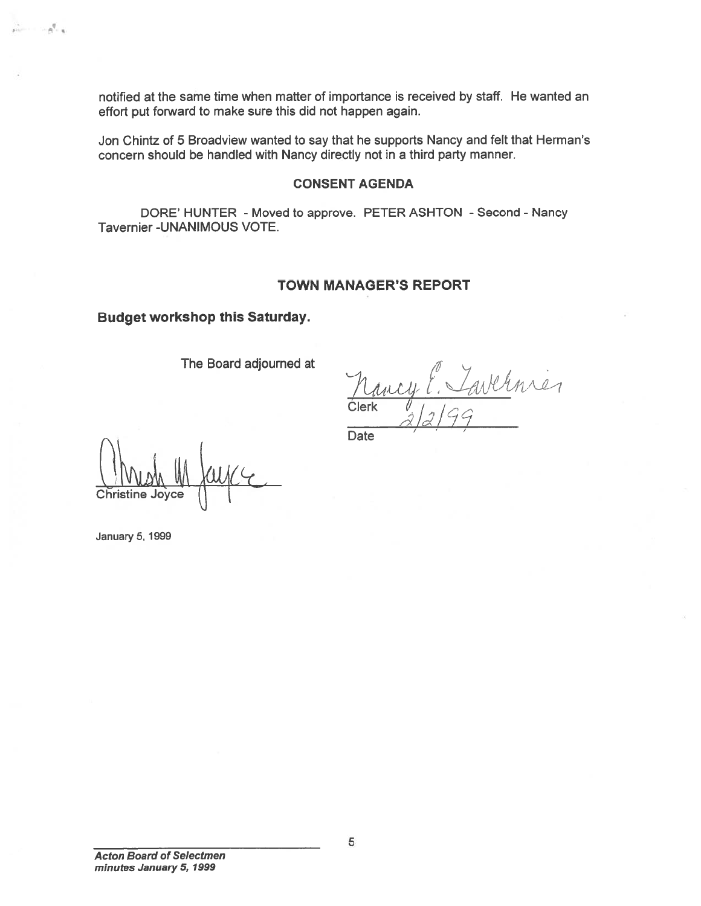notified at the same time when matter of importance is received by staff. He wanted an effort put forward to make sure this did not happen again.

Jon Chintz of 5 Broadview wanted to say that he supports Nancy and felt that Herman's concern should be handled with Nancy directly not in a third party manner.

## CONSENT AGENDA

DORE' HUNTER - Moved to approve. PETER ASHTON - Second - Nancy Tavernier -UNANIMOUS VOTE.

## TOWN MANAGER'S REPORT

**Budget workshop this Saturday.**

The Board adjourned at

Nancy E. Tavernier
Clerk

2/2/99
Date

Christine Joyce

January 5, 1999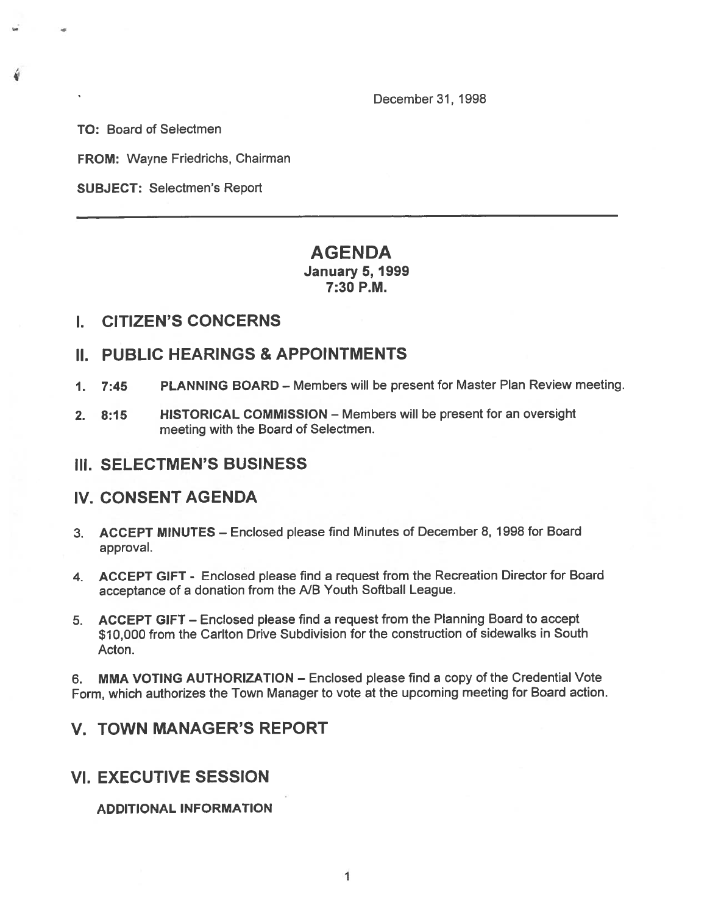December 31, 1998

**TO:** Board of Selectmen

**FROM:** Wayne Friedrichs, Chairman

**SUBJECT:** Selectmen's Report

---

# AGENDA

### January 5, 1999
### 7:30 P.M.

## I. CITIZEN'S CONCERNS

## II. PUBLIC HEARINGS & APPOINTMENTS

1. **7:45 PLANNING BOARD** – Members will be present for Master Plan Review meeting.
2. **8:15 HISTORICAL COMMISSION** – Members will be present for an oversight meeting with the Board of Selectmen.

## III. SELECTMEN'S BUSINESS

## IV. CONSENT AGENDA

3. **ACCEPT MINUTES** – Enclosed please find Minutes of December 8, 1998 for Board approval.
4. **ACCEPT GIFT** - Enclosed please find a request from the Recreation Director for Board acceptance of a donation from the A/B Youth Softball League.
5. **ACCEPT GIFT** – Enclosed please find a request from the Planning Board to accept $10,000 from the Carlton Drive Subdivision for the construction of sidewalks in South Acton.
6. **MMA VOTING AUTHORIZATION** – Enclosed please find a copy of the Credential Vote Form, which authorizes the Town Manager to vote at the upcoming meeting for Board action.

## V. TOWN MANAGER'S REPORT

## VI. EXECUTIVE SESSION

**ADDITIONAL INFORMATION**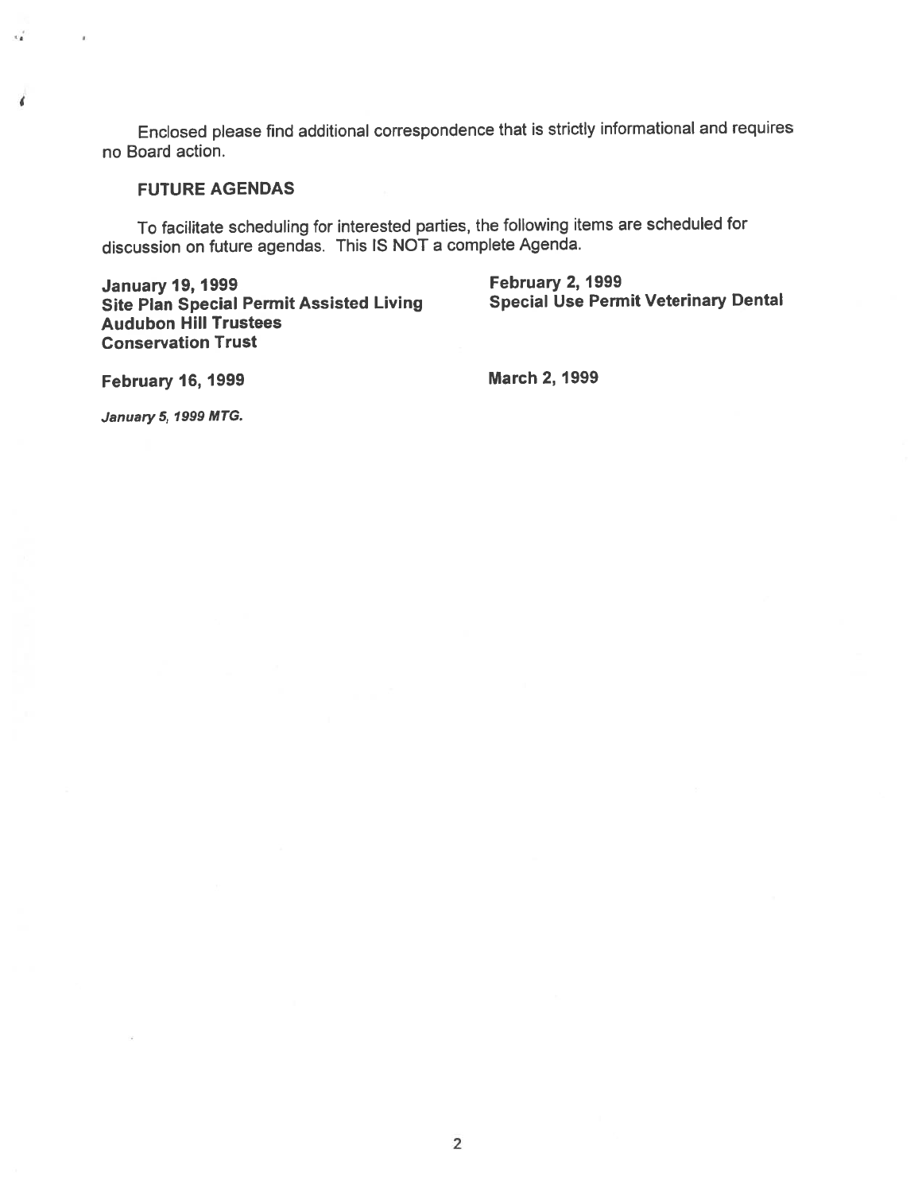Enclosed please find additional correspondence that is strictly informational and requires no Board action.

## FUTURE AGENDAS

To facilitate scheduling for interested parties, the following items are scheduled for discussion on future agendas. This IS NOT a complete Agenda.

**January 19, 1999**
**Site Plan Special Permit Assisted Living**
**Audubon Hill Trustees**
**Conservation Trust**

**February 2, 1999**
**Special Use Permit Veterinary Dental**

**February 16, 1999**

**March 2, 1999**

***January 5, 1999 MTG.***